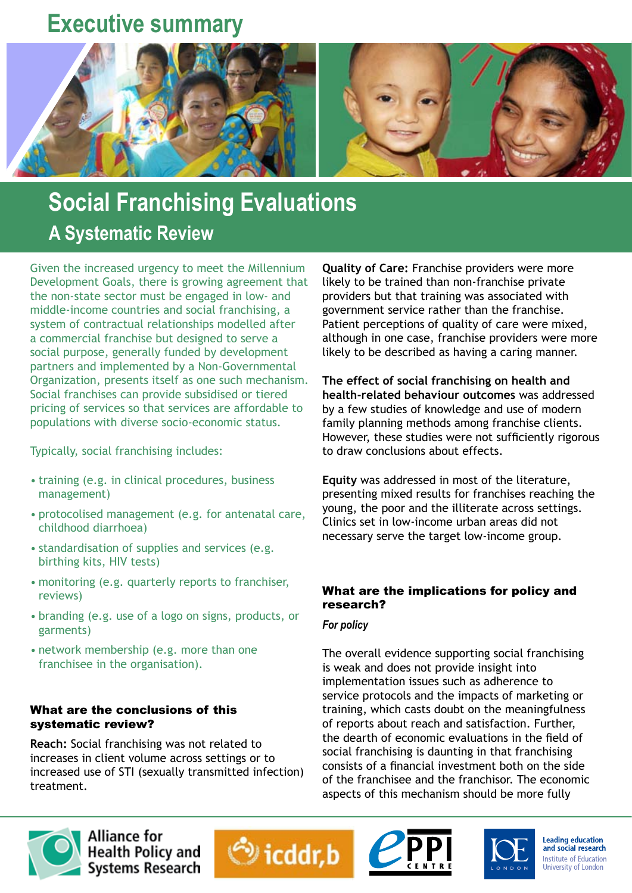# Executive summary

## Social Franchising Evaluations

### A Systematic Review

Given the increased urgency to meet the Millennium Development Goals, there is growing agreement that the non-state sector must be engaged in low- and middle-income countries and social franchising, a system of contractual relationships modelled after a commercial franchise but designed to serve a social purpose, generally funded by development partners and implemented by a Non-Governmental Organization, presents itself as one such mechanism. Social franchises can provide subsidised or tiered pricing of services so that services are affordable to populations with diverse socio-economic status.

Typically, social franchising includes:

- training (e.g. in clinical procedures, business management)
- protocolised management (e.g. for antenatal care, childhood diarrhoea)
- standardisation of supplies and services (e.g. birthing kits, HIV tests)
- monitoring (e.g. quarterly reports to franchiser, reviews)
- branding (e.g. use of a logo on signs, products, or garments)
- network membership (e.g. more than one franchisee in the organisation).

### What are the conclusions of this systematic review?

**Reach:** Social franchising was not related to increases in client volume across settings or to increased use of STI (sexually transmitted infection) treatment.

**Quality of Care:** Franchise providers were more likely to be trained than non-franchise private providers but that training was associated with government service rather than the franchise. Patient perceptions of quality of care were mixed, although in one case, franchise providers were more likely to be described as having a caring manner.

**The effect of social franchising on health and health-related behaviour outcomes** was addressed by a few studies of knowledge and use of modern family planning methods among franchise clients. However, these studies were not sufficiently rigorous to draw conclusions about effects.

**Equity** was addressed in most of the literature, presenting mixed results for franchises reaching the young, the poor and the illiterate across settings. Clinics set in low-income urban areas did not necessary serve the target low-income group.

### What are the implications for policy and research?

*For policy*

The overall evidence supporting social franchising is weak and does not provide insight into implementation issues such as adherence to service protocols and the impacts of marketing or training, which casts doubt on the meaningfulness of reports about reach and satisfaction. Further, the dearth of economic evaluations in the field of social franchising is daunting in that franchising consists of a financial investment both on the side of the franchisee and the franchisor. The economic aspects of this mechanism should be more fully

Alliance for Health Policy and Systems Research | icddr,b | EPPI Centre | Institute of Education, University of London — Leading education and social research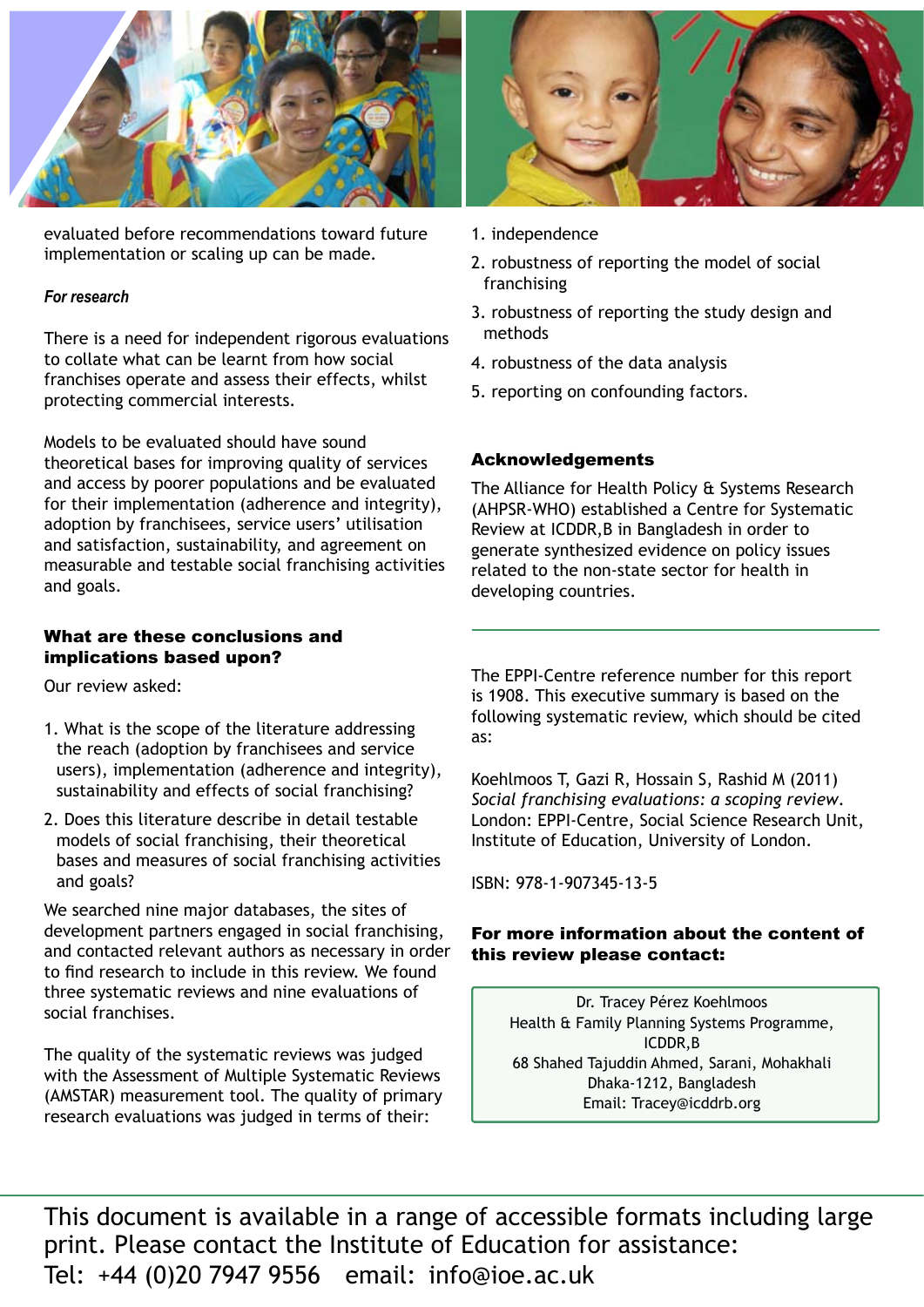evaluated before recommendations toward future implementation or scaling up can be made.

***For research***

There is a need for independent rigorous evaluations to collate what can be learnt from how social franchises operate and assess their effects, whilst protecting commercial interests.

Models to be evaluated should have sound theoretical bases for improving quality of services and access by poorer populations and be evaluated for their implementation (adherence and integrity), adoption by franchisees, service users' utilisation and satisfaction, sustainability, and agreement on measurable and testable social franchising activities and goals.

### What are these conclusions and implications based upon?

Our review asked:

1. What is the scope of the literature addressing the reach (adoption by franchisees and service users), implementation (adherence and integrity), sustainability and effects of social franchising?
2. Does this literature describe in detail testable models of social franchising, their theoretical bases and measures of social franchising activities and goals?

We searched nine major databases, the sites of development partners engaged in social franchising, and contacted relevant authors as necessary in order to find research to include in this review. We found three systematic reviews and nine evaluations of social franchises.

The quality of the systematic reviews was judged with the Assessment of Multiple Systematic Reviews (AMSTAR) measurement tool. The quality of primary research evaluations was judged in terms of their:

1. independence
2. robustness of reporting the model of social franchising
3. robustness of reporting the study design and methods
4. robustness of the data analysis
5. reporting on confounding factors.

### Acknowledgements

The Alliance for Health Policy & Systems Research (AHPSR-WHO) established a Centre for Systematic Review at ICDDR,B in Bangladesh in order to generate synthesized evidence on policy issues related to the non-state sector for health in developing countries.

---

The EPPI-Centre reference number for this report is 1908. This executive summary is based on the following systematic review, which should be cited as:

Koehlmoos T, Gazi R, Hossain S, Rashid M (2011) *Social franchising evaluations: a scoping review*. London: EPPI-Centre, Social Science Research Unit, Institute of Education, University of London.

ISBN: 978-1-907345-13-5

### For more information about the content of this review please contact:

Dr. Tracey Pérez Koehlmoos
Health & Family Planning Systems Programme, ICDDR,B
68 Shahed Tajuddin Ahmed, Sarani, Mohakhali
Dhaka-1212, Bangladesh
Email: Tracey@icddrb.org

---

This document is available in a range of accessible formats including large print. Please contact the Institute of Education for assistance:
Tel: +44 (0)20 7947 9556 email: info@ioe.ac.uk